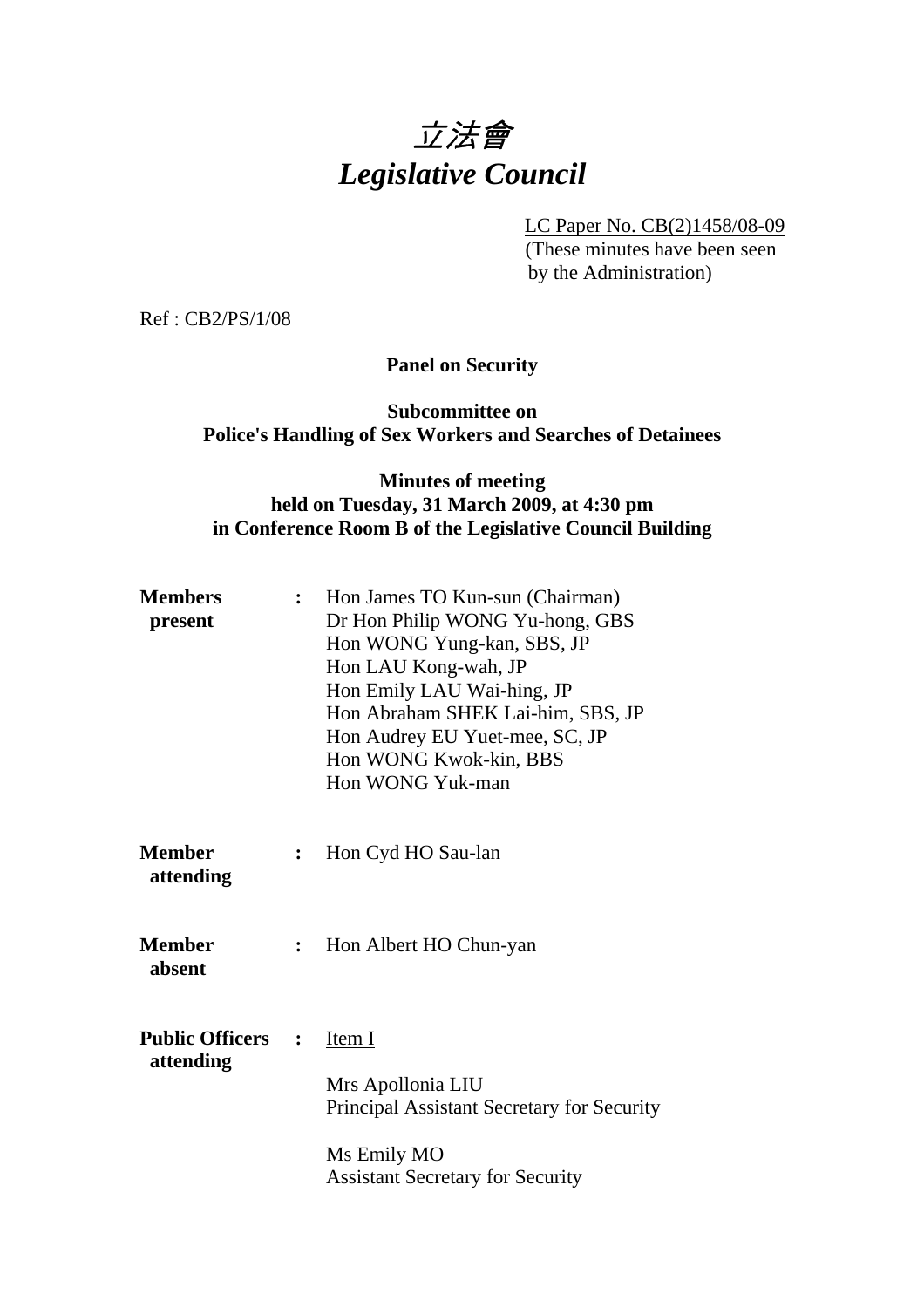# *立法會*
# *Legislative Council*

LC Paper No. CB(2)1458/08-09
(These minutes have been seen by the Administration)

Ref : CB2/PS/1/08

**Panel on Security**

**Subcommittee on Police's Handling of Sex Workers and Searches of Detainees**

**Minutes of meeting held on Tuesday, 31 March 2009, at 4:30 pm in Conference Room B of the Legislative Council Building**

**Members present** : Hon James TO Kun-sun (Chairman)
Dr Hon Philip WONG Yu-hong, GBS
Hon WONG Yung-kan, SBS, JP
Hon LAU Kong-wah, JP
Hon Emily LAU Wai-hing, JP
Hon Abraham SHEK Lai-him, SBS, JP
Hon Audrey EU Yuet-mee, SC, JP
Hon WONG Kwok-kin, BBS
Hon WONG Yuk-man

**Member attending** : Hon Cyd HO Sau-lan

**Member absent** : Hon Albert HO Chun-yan

**Public Officers attending** : Item I

Mrs Apollonia LIU
Principal Assistant Secretary for Security

Ms Emily MO
Assistant Secretary for Security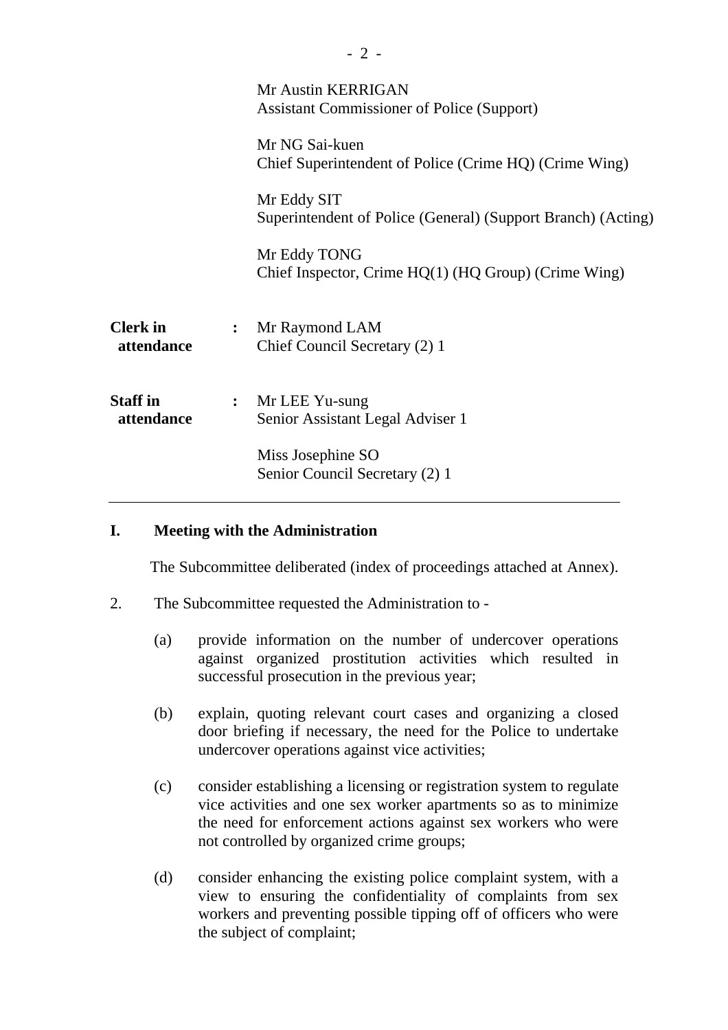Mr Austin KERRIGAN
Assistant Commissioner of Police (Support)

Mr NG Sai-kuen
Chief Superintendent of Police (Crime HQ) (Crime Wing)

Mr Eddy SIT
Superintendent of Police (General) (Support Branch) (Acting)

Mr Eddy TONG
Chief Inspector, Crime HQ(1) (HQ Group) (Crime Wing)

**Clerk in attendance** : Mr Raymond LAM
Chief Council Secretary (2) 1

**Staff in attendance** : Mr LEE Yu-sung
Senior Assistant Legal Adviser 1

Miss Josephine SO
Senior Council Secretary (2) 1

---

## I. Meeting with the Administration

The Subcommittee deliberated (index of proceedings attached at Annex).

2. The Subcommittee requested the Administration to -

   (a) provide information on the number of undercover operations against organized prostitution activities which resulted in successful prosecution in the previous year;

   (b) explain, quoting relevant court cases and organizing a closed door briefing if necessary, the need for the Police to undertake undercover operations against vice activities;

   (c) consider establishing a licensing or registration system to regulate vice activities and one sex worker apartments so as to minimize the need for enforcement actions against sex workers who were not controlled by organized crime groups;

   (d) consider enhancing the existing police complaint system, with a view to ensuring the confidentiality of complaints from sex workers and preventing possible tipping off of officers who were the subject of complaint;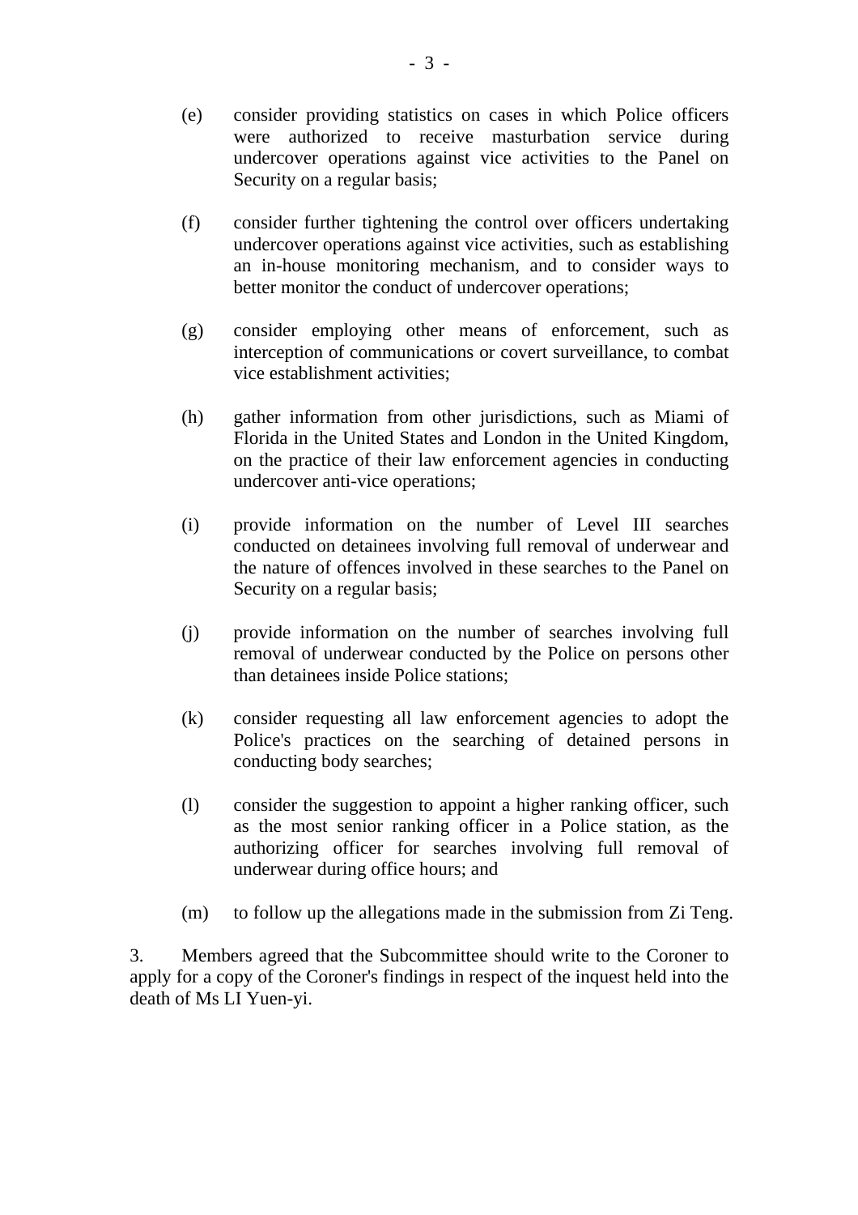(e) consider providing statistics on cases in which Police officers were authorized to receive masturbation service during undercover operations against vice activities to the Panel on Security on a regular basis;

(f) consider further tightening the control over officers undertaking undercover operations against vice activities, such as establishing an in-house monitoring mechanism, and to consider ways to better monitor the conduct of undercover operations;

(g) consider employing other means of enforcement, such as interception of communications or covert surveillance, to combat vice establishment activities;

(h) gather information from other jurisdictions, such as Miami of Florida in the United States and London in the United Kingdom, on the practice of their law enforcement agencies in conducting undercover anti-vice operations;

(i) provide information on the number of Level III searches conducted on detainees involving full removal of underwear and the nature of offences involved in these searches to the Panel on Security on a regular basis;

(j) provide information on the number of searches involving full removal of underwear conducted by the Police on persons other than detainees inside Police stations;

(k) consider requesting all law enforcement agencies to adopt the Police's practices on the searching of detained persons in conducting body searches;

(l) consider the suggestion to appoint a higher ranking officer, such as the most senior ranking officer in a Police station, as the authorizing officer for searches involving full removal of underwear during office hours; and

(m) to follow up the allegations made in the submission from Zi Teng.

3. Members agreed that the Subcommittee should write to the Coroner to apply for a copy of the Coroner's findings in respect of the inquest held into the death of Ms LI Yuen-yi.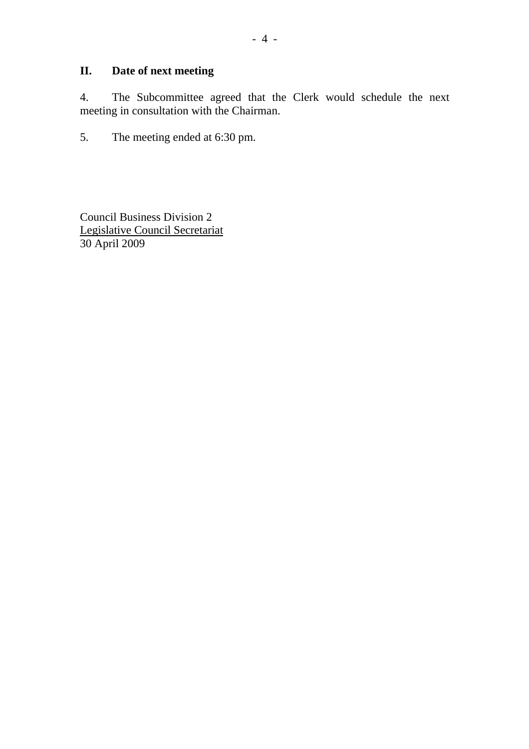## II. Date of next meeting

4. The Subcommittee agreed that the Clerk would schedule the next meeting in consultation with the Chairman.

5. The meeting ended at 6:30 pm.

Council Business Division 2
Legislative Council Secretariat
30 April 2009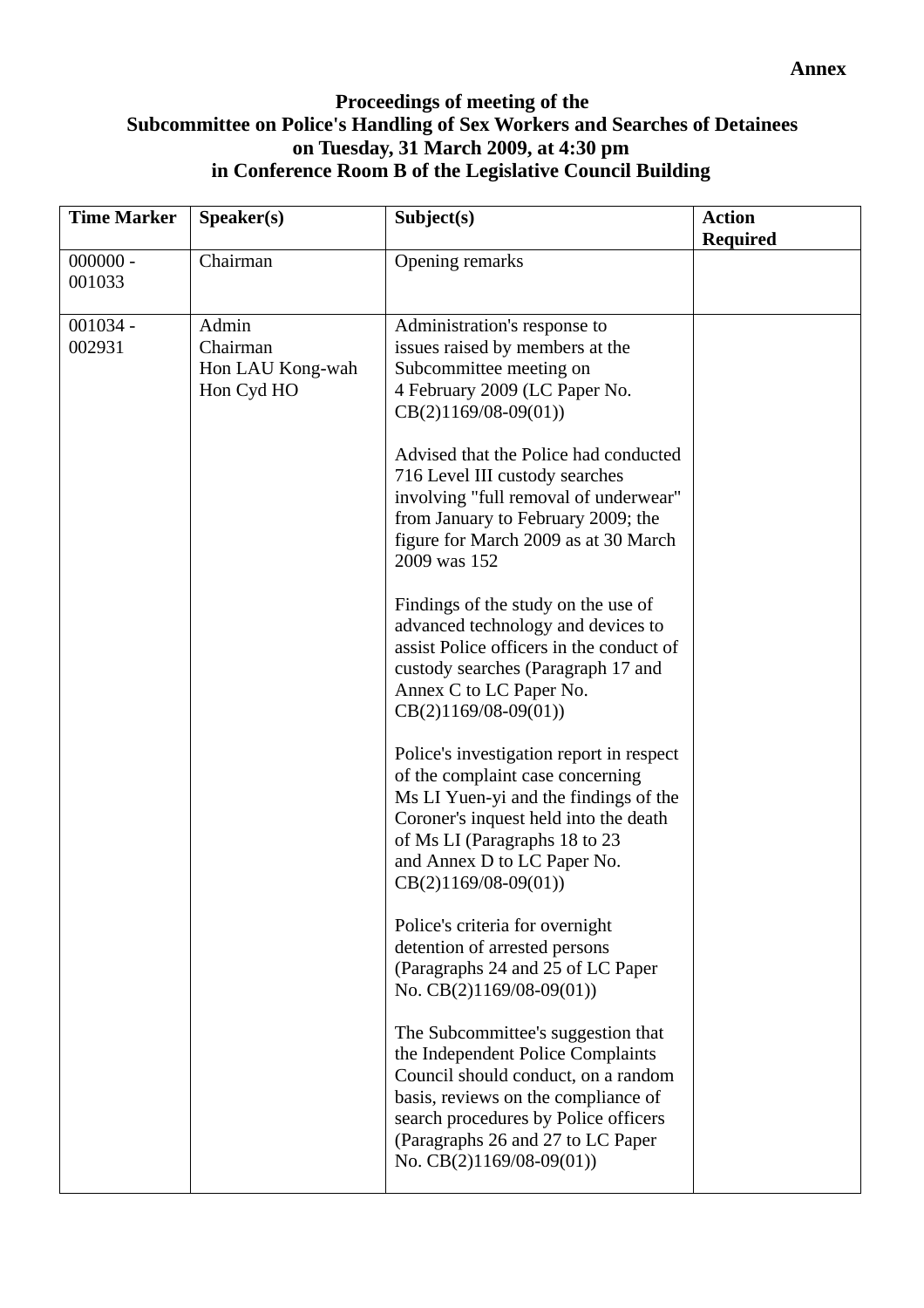**Annex**

**Proceedings of meeting of the**
**Subcommittee on Police's Handling of Sex Workers and Searches of Detainees**
**on Tuesday, 31 March 2009, at 4:30 pm**
**in Conference Room B of the Legislative Council Building**

| Time Marker | Speaker(s) | Subject(s) | Action Required |
|---|---|---|---|
| 000000 - 001033 | Chairman | Opening remarks | |
| 001034 - 002931 | Admin<br>Chairman<br>Hon LAU Kong-wah<br>Hon Cyd HO | Administration's response to issues raised by members at the Subcommittee meeting on 4 February 2009 (LC Paper No. CB(2)1169/08-09(01))<br><br>Advised that the Police had conducted 716 Level III custody searches involving "full removal of underwear" from January to February 2009; the figure for March 2009 as at 30 March 2009 was 152<br><br>Findings of the study on the use of advanced technology and devices to assist Police officers in the conduct of custody searches (Paragraph 17 and Annex C to LC Paper No. CB(2)1169/08-09(01))<br><br>Police's investigation report in respect of the complaint case concerning Ms LI Yuen-yi and the findings of the Coroner's inquest held into the death of Ms LI (Paragraphs 18 to 23 and Annex D to LC Paper No. CB(2)1169/08-09(01))<br><br>Police's criteria for overnight detention of arrested persons (Paragraphs 24 and 25 of LC Paper No. CB(2)1169/08-09(01))<br><br>The Subcommittee's suggestion that the Independent Police Complaints Council should conduct, on a random basis, reviews on the compliance of search procedures by Police officers (Paragraphs 26 and 27 to LC Paper No. CB(2)1169/08-09(01)) | |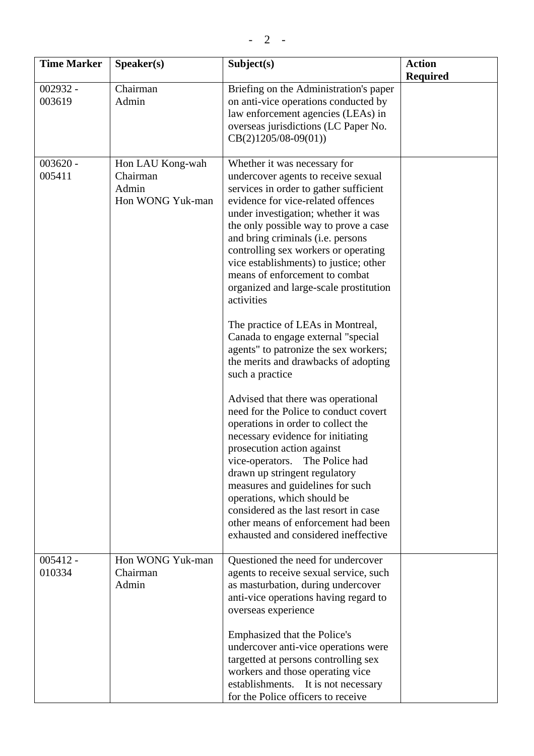| Time Marker | Speaker(s) | Subject(s) | Action Required |
|---|---|---|---|
| 002932 - 003619 | Chairman<br>Admin | Briefing on the Administration's paper on anti-vice operations conducted by law enforcement agencies (LEAs) in overseas jurisdictions (LC Paper No. CB(2)1205/08-09(01)) | |
| 003620 - 005411 | Hon LAU Kong-wah<br>Chairman<br>Admin<br>Hon WONG Yuk-man | Whether it was necessary for undercover agents to receive sexual services in order to gather sufficient evidence for vice-related offences under investigation; whether it was the only possible way to prove a case and bring criminals (i.e. persons controlling sex workers or operating vice establishments) to justice; other means of enforcement to combat organized and large-scale prostitution activities<br><br>The practice of LEAs in Montreal, Canada to engage external "special agents" to patronize the sex workers; the merits and drawbacks of adopting such a practice<br><br>Advised that there was operational need for the Police to conduct covert operations in order to collect the necessary evidence for initiating prosecution action against vice-operators. The Police had drawn up stringent regulatory measures and guidelines for such operations, which should be considered as the last resort in case other means of enforcement had been exhausted and considered ineffective | |
| 005412 - 010334 | Hon WONG Yuk-man<br>Chairman<br>Admin | Questioned the need for undercover agents to receive sexual service, such as masturbation, during undercover anti-vice operations having regard to overseas experience<br><br>Emphasized that the Police's undercover anti-vice operations were targetted at persons controlling sex workers and those operating vice establishments. It is not necessary for the Police officers to receive | |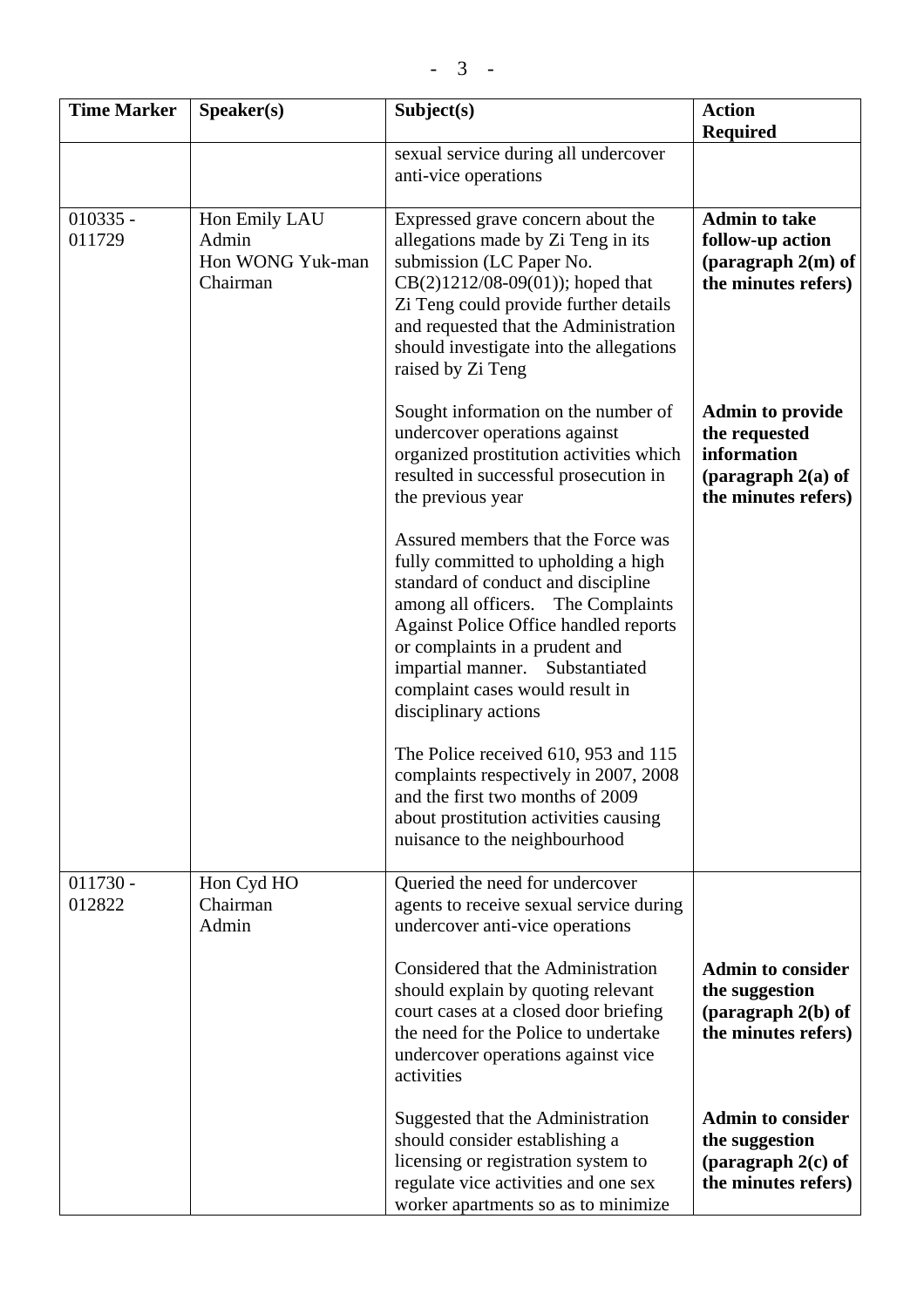| Time Marker | Speaker(s) | Subject(s) | Action Required |
|---|---|---|---|
| | | sexual service during all undercover anti-vice operations | |
| 010335 - 011729 | Hon Emily LAU<br>Admin<br>Hon WONG Yuk-man<br>Chairman | Expressed grave concern about the allegations made by Zi Teng in its submission (LC Paper No. CB(2)1212/08-09(01)); hoped that Zi Teng could provide further details and requested that the Administration should investigate into the allegations raised by Zi Teng | **Admin to take follow-up action (paragraph 2(m) of the minutes refers)** |
| | | Sought information on the number of undercover operations against organized prostitution activities which resulted in successful prosecution in the previous year | **Admin to provide the requested information (paragraph 2(a) of the minutes refers)** |
| | | Assured members that the Force was fully committed to upholding a high standard of conduct and discipline among all officers. The Complaints Against Police Office handled reports or complaints in a prudent and impartial manner. Substantiated complaint cases would result in disciplinary actions | |
| | | The Police received 610, 953 and 115 complaints respectively in 2007, 2008 and the first two months of 2009 about prostitution activities causing nuisance to the neighbourhood | |
| 011730 - 012822 | Hon Cyd HO<br>Chairman<br>Admin | Queried the need for undercover agents to receive sexual service during undercover anti-vice operations | |
| | | Considered that the Administration should explain by quoting relevant court cases at a closed door briefing the need for the Police to undertake undercover operations against vice activities | **Admin to consider the suggestion (paragraph 2(b) of the minutes refers)** |
| | | Suggested that the Administration should consider establishing a licensing or registration system to regulate vice activities and one sex worker apartments so as to minimize | **Admin to consider the suggestion (paragraph 2(c) of the minutes refers)** |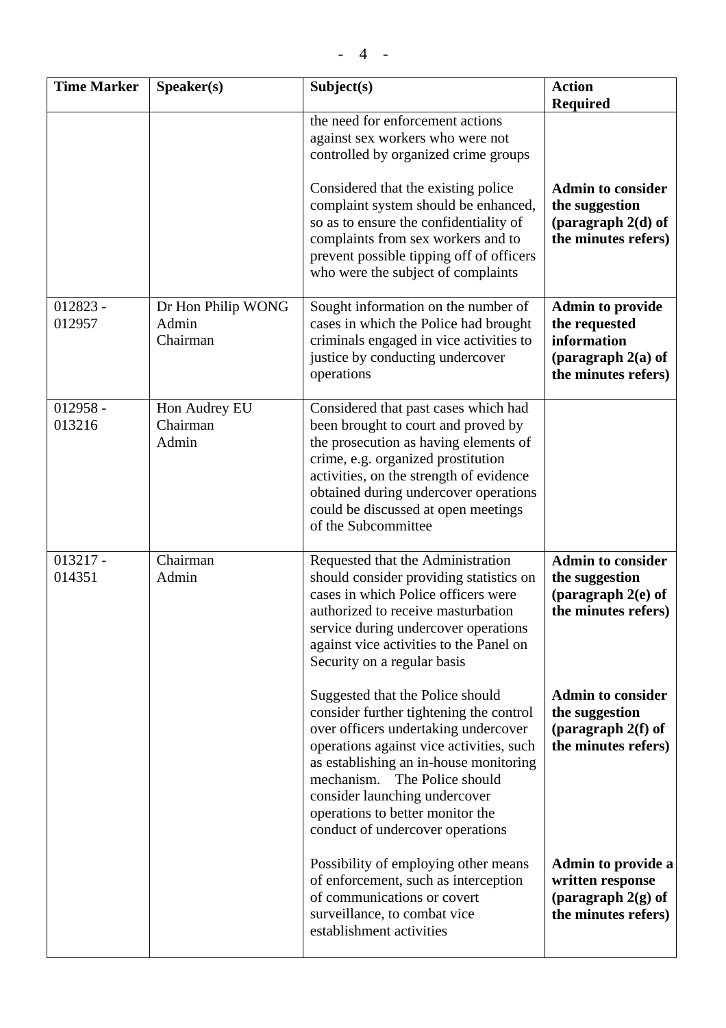| Time Marker | Speaker(s) | Subject(s) | Action Required |
|---|---|---|---|
| | | the need for enforcement actions against sex workers who were not controlled by organized crime groups<br><br>Considered that the existing police complaint system should be enhanced, so as to ensure the confidentiality of complaints from sex workers and to prevent possible tipping off of officers who were the subject of complaints | <br><br><br>**Admin to consider the suggestion (paragraph 2(d) of the minutes refers)** |
| 012823 - 012957 | Dr Hon Philip WONG<br>Admin<br>Chairman | Sought information on the number of cases in which the Police had brought criminals engaged in vice activities to justice by conducting undercover operations | **Admin to provide the requested information (paragraph 2(a) of the minutes refers)** |
| 012958 - 013216 | Hon Audrey EU<br>Chairman<br>Admin | Considered that past cases which had been brought to court and proved by the prosecution as having elements of crime, e.g. organized prostitution activities, on the strength of evidence obtained during undercover operations could be discussed at open meetings of the Subcommittee | |
| 013217 - 014351 | Chairman<br>Admin | Requested that the Administration should consider providing statistics on cases in which Police officers were authorized to receive masturbation service during undercover operations against vice activities to the Panel on Security on a regular basis<br><br>Suggested that the Police should consider further tightening the control over officers undertaking undercover operations against vice activities, such as establishing an in-house monitoring mechanism. The Police should consider launching undercover operations to better monitor the conduct of undercover operations<br><br>Possibility of employing other means of enforcement, such as interception of communications or covert surveillance, to combat vice establishment activities | **Admin to consider the suggestion (paragraph 2(e) of the minutes refers)**<br><br>**Admin to consider the suggestion (paragraph 2(f) of the minutes refers)**<br><br>**Admin to provide a written response (paragraph 2(g) of the minutes refers)** |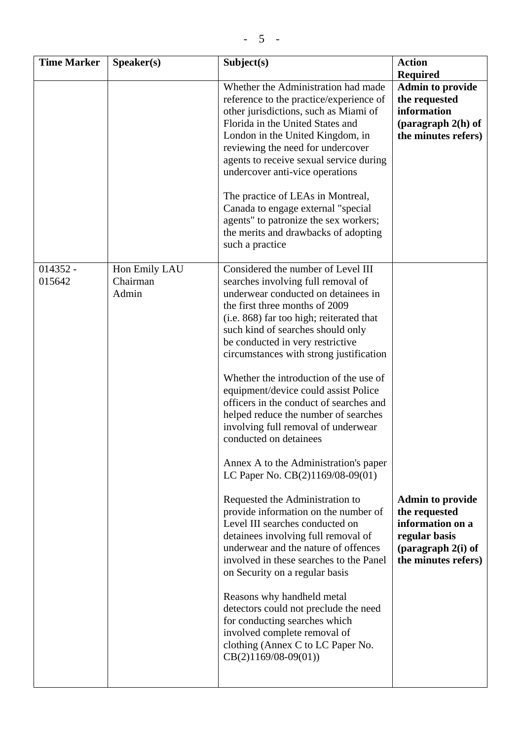| Time Marker | Speaker(s) | Subject(s) | Action Required |
| --- | --- | --- | --- |
| | | Whether the Administration had made reference to the practice/experience of other jurisdictions, such as Miami of Florida in the United States and London in the United Kingdom, in reviewing the need for undercover agents to receive sexual service during undercover anti-vice operations<br><br>The practice of LEAs in Montreal, Canada to engage external "special agents" to patronize the sex workers; the merits and drawbacks of adopting such a practice | **Admin to provide the requested information (paragraph 2(h) of the minutes refers)** |
| 014352 - 015642 | Hon Emily LAU<br>Chairman<br>Admin | Considered the number of Level III searches involving full removal of underwear conducted on detainees in the first three months of 2009 (i.e. 868) far too high; reiterated that such kind of searches should only be conducted in very restrictive circumstances with strong justification<br><br>Whether the introduction of the use of equipment/device could assist Police officers in the conduct of searches and helped reduce the number of searches involving full removal of underwear conducted on detainees<br><br>Annex A to the Administration's paper LC Paper No. CB(2)1169/08-09(01)<br><br>Requested the Administration to provide information on the number of Level III searches conducted on detainees involving full removal of underwear and the nature of offences involved in these searches to the Panel on Security on a regular basis<br><br>Reasons why handheld metal detectors could not preclude the need for conducting searches which involved complete removal of clothing (Annex C to LC Paper No. CB(2)1169/08-09(01)) | **Admin to provide the requested information on a regular basis (paragraph 2(i) of the minutes refers)** |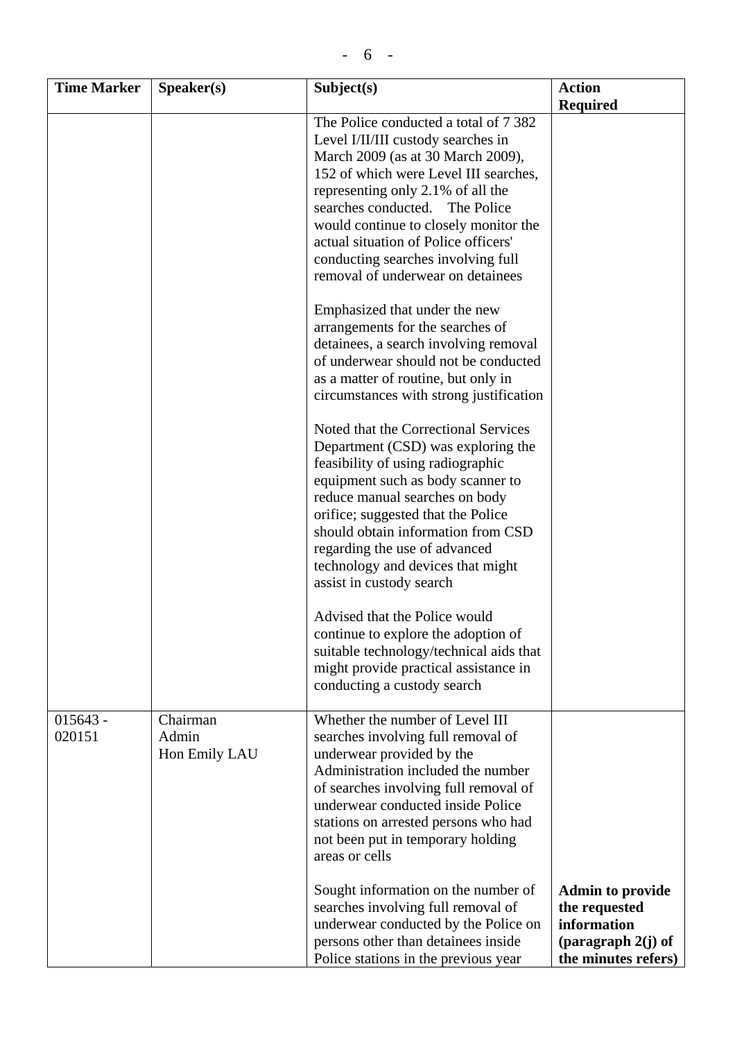| Time Marker | Speaker(s) | Subject(s) | Action Required |
|---|---|---|---|
| | | The Police conducted a total of 7 382 Level I/II/III custody searches in March 2009 (as at 30 March 2009), 152 of which were Level III searches, representing only 2.1% of all the searches conducted. The Police would continue to closely monitor the actual situation of Police officers' conducting searches involving full removal of underwear on detainees<br><br>Emphasized that under the new arrangements for the searches of detainees, a search involving removal of underwear should not be conducted as a matter of routine, but only in circumstances with strong justification<br><br>Noted that the Correctional Services Department (CSD) was exploring the feasibility of using radiographic equipment such as body scanner to reduce manual searches on body orifice; suggested that the Police should obtain information from CSD regarding the use of advanced technology and devices that might assist in custody search<br><br>Advised that the Police would continue to explore the adoption of suitable technology/technical aids that might provide practical assistance in conducting a custody search | |
| 015643 - 020151 | Chairman<br>Admin<br>Hon Emily LAU | Whether the number of Level III searches involving full removal of underwear provided by the Administration included the number of searches involving full removal of underwear conducted inside Police stations on arrested persons who had not been put in temporary holding areas or cells<br><br>Sought information on the number of searches involving full removal of underwear conducted by the Police on persons other than detainees inside Police stations in the previous year | **Admin to provide the requested information (paragraph 2(j) of the minutes refers)** |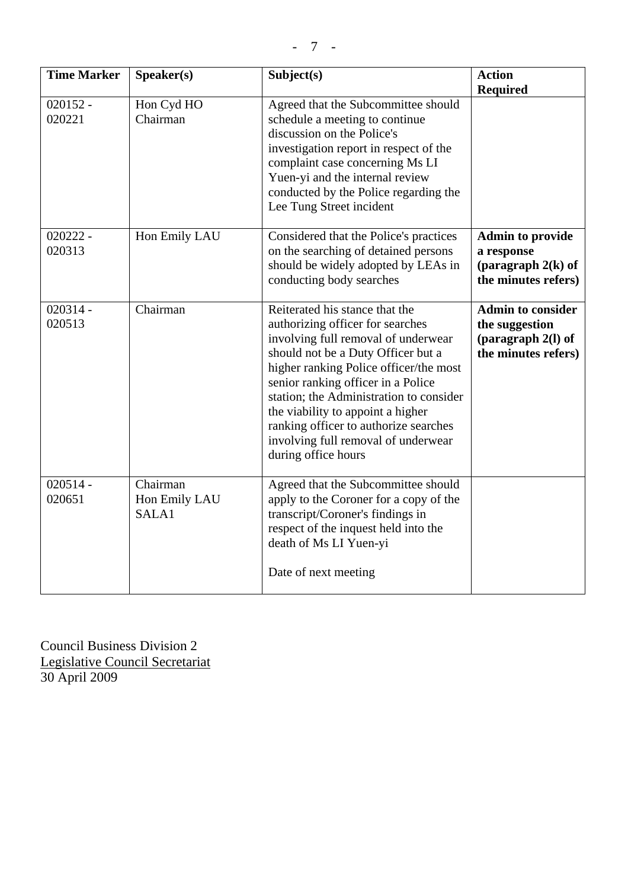| Time Marker | Speaker(s) | Subject(s) | Action Required |
|---|---|---|---|
| 020152 - 020221 | Hon Cyd HO<br>Chairman | Agreed that the Subcommittee should schedule a meeting to continue discussion on the Police's investigation report in respect of the complaint case concerning Ms LI Yuen-yi and the internal review conducted by the Police regarding the Lee Tung Street incident | |
| 020222 - 020313 | Hon Emily LAU | Considered that the Police's practices on the searching of detained persons should be widely adopted by LEAs in conducting body searches | **Admin to provide a response (paragraph 2(k) of the minutes refers)** |
| 020314 - 020513 | Chairman | Reiterated his stance that the authorizing officer for searches involving full removal of underwear should not be a Duty Officer but a higher ranking Police officer/the most senior ranking officer in a Police station; the Administration to consider the viability to appoint a higher ranking officer to authorize searches involving full removal of underwear during office hours | **Admin to consider the suggestion (paragraph 2(l) of the minutes refers)** |
| 020514 - 020651 | Chairman<br>Hon Emily LAU<br>SALA1 | Agreed that the Subcommittee should apply to the Coroner for a copy of the transcript/Coroner's findings in respect of the inquest held into the death of Ms LI Yuen-yi<br><br>Date of next meeting | |

Council Business Division 2
Legislative Council Secretariat
30 April 2009